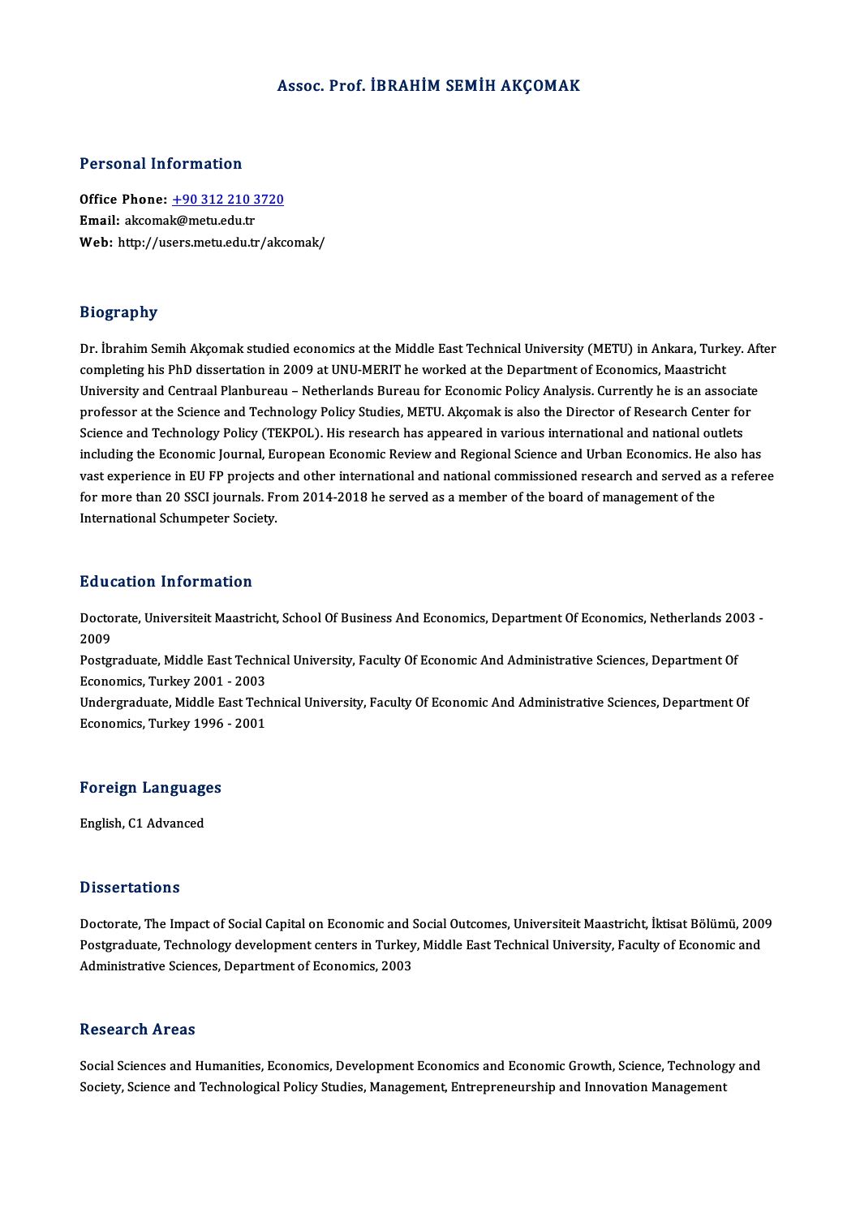# Assoc. Prof. İBRAHİM SEMİH AKÇOMAK

## Personal Information

**Office Phone:** +90 312 210 3720
**Email:** akcomak@metu.edu.tr
**Web:** http://users.metu.edu.tr/akcomak/

## Biography

Dr. İbrahim Semih Akçomak studied economics at the Middle East Technical University (METU) in Ankara, Turkey. After completing his PhD dissertation in 2009 at UNU-MERIT he worked at the Department of Economics, Maastricht University and Centraal Planbureau – Netherlands Bureau for Economic Policy Analysis. Currently he is an associate professor at the Science and Technology Policy Studies, METU. Akçomak is also the Director of Research Center for Science and Technology Policy (TEKPOL). His research has appeared in various international and national outlets including the Economic Journal, European Economic Review and Regional Science and Urban Economics. He also has vast experience in EU FP projects and other international and national commissioned research and served as a referee for more than 20 SSCI journals. From 2014-2018 he served as a member of the board of management of the International Schumpeter Society.

## Education Information

Doctorate, Universiteit Maastricht, School Of Business And Economics, Department Of Economics, Netherlands 2003 - 2009
Postgraduate, Middle East Technical University, Faculty Of Economic And Administrative Sciences, Department Of Economics, Turkey 2001 - 2003
Undergraduate, Middle East Technical University, Faculty Of Economic And Administrative Sciences, Department Of Economics, Turkey 1996 - 2001

## Foreign Languages

English, C1 Advanced

## Dissertations

Doctorate, The Impact of Social Capital on Economic and Social Outcomes, Universiteit Maastricht, İktisat Bölümü, 2009
Postgraduate, Technology development centers in Turkey, Middle East Technical University, Faculty of Economic and Administrative Sciences, Department of Economics, 2003

## Research Areas

Social Sciences and Humanities, Economics, Development Economics and Economic Growth, Science, Technology and Society, Science and Technological Policy Studies, Management, Entrepreneurship and Innovation Management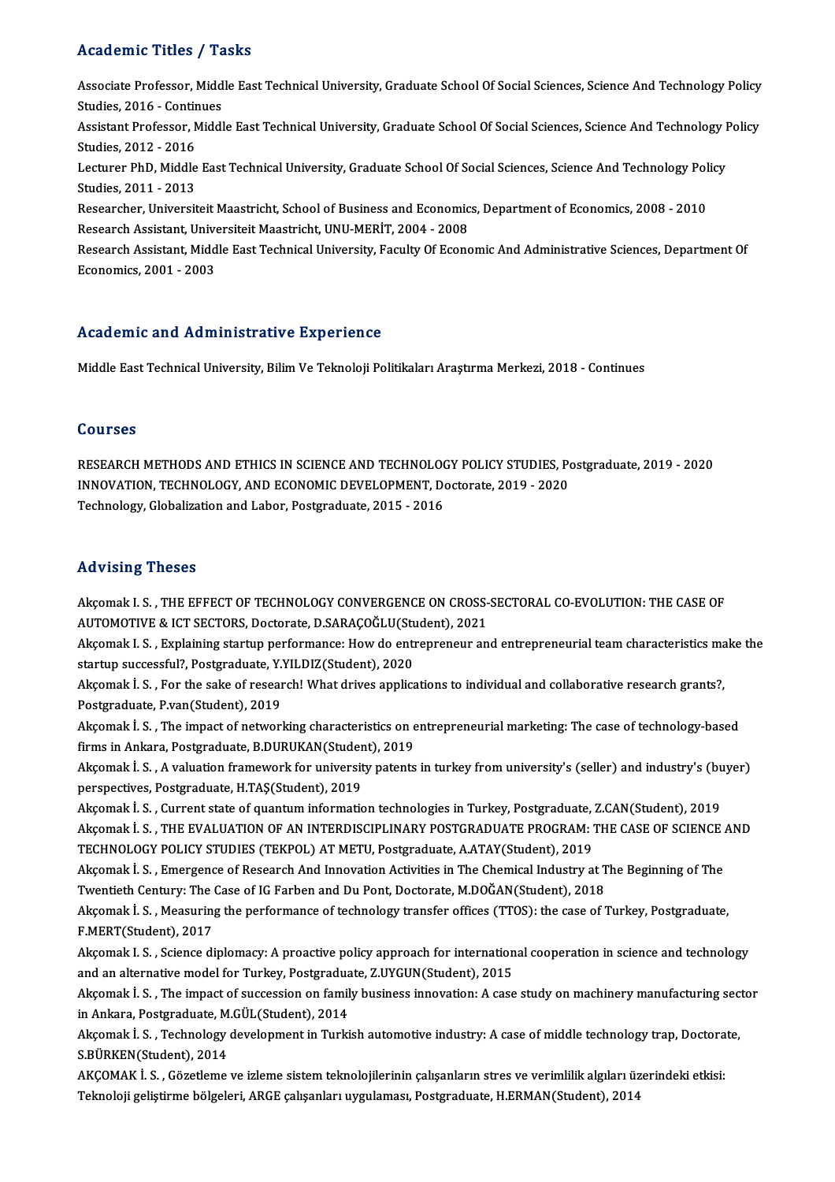## Academic Titles / Tasks

Associate Professor, Middle East Technical University, Graduate School Of Social Sciences, Science And Technology Policy Studies, 2016 - Continues

Assistant Professor, Middle East Technical University, Graduate School Of Social Sciences, Science And Technology Policy Studies, 2012 - 2016

Lecturer PhD, Middle East Technical University, Graduate School Of Social Sciences, Science And Technology Policy Studies, 2011 - 2013

Researcher, Universiteit Maastricht, School of Business and Economics, Department of Economics, 2008 - 2010

Research Assistant, Universiteit Maastricht, UNU-MERİT, 2004 - 2008

Research Assistant, Middle East Technical University, Faculty Of Economic And Administrative Sciences, Department Of Economics, 2001 - 2003

## Academic and Administrative Experience

Middle East Technical University, Bilim Ve Teknoloji Politikaları Araştırma Merkezi, 2018 - Continues

## Courses

RESEARCH METHODS AND ETHICS IN SCIENCE AND TECHNOLOGY POLICY STUDIES, Postgraduate, 2019 - 2020

INNOVATION, TECHNOLOGY, AND ECONOMIC DEVELOPMENT, Doctorate, 2019 - 2020

Technology, Globalization and Labor, Postgraduate, 2015 - 2016

## Advising Theses

Akçomak I. S. , THE EFFECT OF TECHNOLOGY CONVERGENCE ON CROSS-SECTORAL CO-EVOLUTION: THE CASE OF AUTOMOTIVE & ICT SECTORS, Doctorate, D.SARAÇOĞLU(Student), 2021

Akçomak I. S. , Explaining startup performance: How do entrepreneur and entrepreneurial team characteristics make the startup successful?, Postgraduate, Y.YILDIZ(Student), 2020

Akçomak İ. S. , For the sake of research! What drives applications to individual and collaborative research grants?, Postgraduate, P.van(Student), 2019

Akçomak İ. S. , The impact of networking characteristics on entrepreneurial marketing: The case of technology-based firms in Ankara, Postgraduate, B.DURUKAN(Student), 2019

Akçomak İ. S. , A valuation framework for university patents in turkey from university's (seller) and industry's (buyer) perspectives, Postgraduate, H.TAŞ(Student), 2019

Akçomak İ. S. , Current state of quantum information technologies in Turkey, Postgraduate, Z.CAN(Student), 2019

Akçomak İ. S. , THE EVALUATION OF AN INTERDISCIPLINARY POSTGRADUATE PROGRAM: THE CASE OF SCIENCE AND TECHNOLOGY POLICY STUDIES (TEKPOL) AT METU, Postgraduate, A.ATAY(Student), 2019

Akçomak İ. S. , Emergence of Research And Innovation Activities in The Chemical Industry at The Beginning of The Twentieth Century: The Case of IG Farben and Du Pont, Doctorate, M.DOĞAN(Student), 2018

Akçomak İ. S. , Measuring the performance of technology transfer offices (TTOS): the case of Turkey, Postgraduate, F.MERT(Student), 2017

Akçomak I. S. , Science diplomacy: A proactive policy approach for international cooperation in science and technology and an alternative model for Turkey, Postgraduate, Z.UYGUN(Student), 2015

Akçomak İ. S. , The impact of succession on family business innovation: A case study on machinery manufacturing sector in Ankara, Postgraduate, M.GÜL(Student), 2014

Akçomak İ. S. , Technology development in Turkish automotive industry: A case of middle technology trap, Doctorate, S.BÜRKEN(Student), 2014

AKÇOMAK İ. S. , Gözetleme ve izleme sistem teknolojilerinin çalışanların stres ve verimlilik algıları üzerindeki etkisi: Teknoloji geliştirme bölgeleri, ARGE çalışanları uygulaması, Postgraduate, H.ERMAN(Student), 2014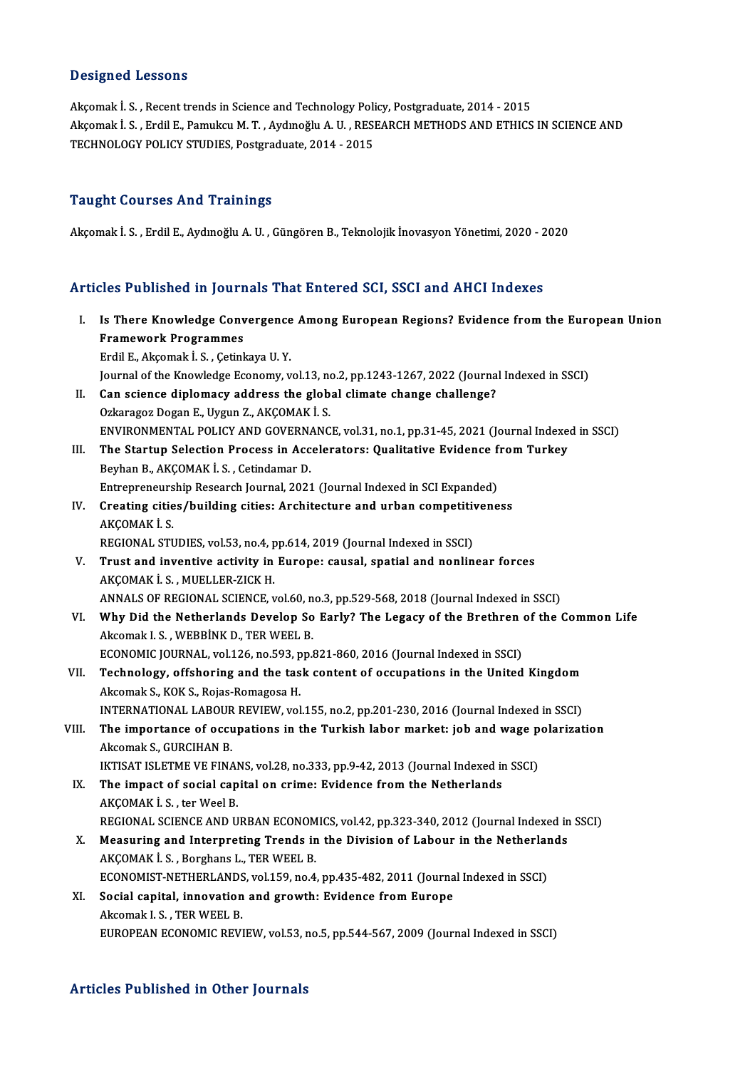## Designed Lessons

Akçomak İ. S. , Recent trends in Science and Technology Policy, Postgraduate, 2014 - 2015

Akçomak İ. S. , Erdil E., Pamukcu M. T. , Aydınoğlu A. U. , RESEARCH METHODS AND ETHICS IN SCIENCE AND TECHNOLOGY POLICY STUDIES, Postgraduate, 2014 - 2015

## Taught Courses And Trainings

Akçomak İ. S. , Erdil E., Aydınoğlu A. U. , Güngören B., Teknolojik İnovasyon Yönetimi, 2020 - 2020

## Articles Published in Journals That Entered SCI, SSCI and AHCI Indexes

I. **Is There Knowledge Convergence Among European Regions? Evidence from the European Union Framework Programmes**
   Erdil E., Akçomak İ. S. , Çetinkaya U. Y.
   Journal of the Knowledge Economy, vol.13, no.2, pp.1243-1267, 2022 (Journal Indexed in SSCI)

II. **Can science diplomacy address the global climate change challenge?**
   Ozkaragoz Dogan E., Uygun Z., AKÇOMAK İ. S.
   ENVIRONMENTAL POLICY AND GOVERNANCE, vol.31, no.1, pp.31-45, 2021 (Journal Indexed in SSCI)

III. **The Startup Selection Process in Accelerators: Qualitative Evidence from Turkey**
   Beyhan B., AKÇOMAK İ. S. , Cetindamar D.
   Entrepreneurship Research Journal, 2021 (Journal Indexed in SCI Expanded)

IV. **Creating cities/building cities: Architecture and urban competitiveness**
   AKÇOMAK İ. S.
   REGIONAL STUDIES, vol.53, no.4, pp.614, 2019 (Journal Indexed in SSCI)

V. **Trust and inventive activity in Europe: causal, spatial and nonlinear forces**
   AKÇOMAK İ. S. , MUELLER-ZICK H.
   ANNALS OF REGIONAL SCIENCE, vol.60, no.3, pp.529-568, 2018 (Journal Indexed in SSCI)

VI. **Why Did the Netherlands Develop So Early? The Legacy of the Brethren of the Common Life**
   Akcomak I. S. , WEBBİNK D., TER WEEL B.
   ECONOMIC JOURNAL, vol.126, no.593, pp.821-860, 2016 (Journal Indexed in SSCI)

VII. **Technology, offshoring and the task content of occupations in the United Kingdom**
   Akcomak S., KOK S., Rojas-Romagosa H.
   INTERNATIONAL LABOUR REVIEW, vol.155, no.2, pp.201-230, 2016 (Journal Indexed in SSCI)

VIII. **The importance of occupations in the Turkish labor market: job and wage polarization**
   Akcomak S., GURCIHAN B.
   IKTISAT ISLETME VE FINANS, vol.28, no.333, pp.9-42, 2013 (Journal Indexed in SSCI)

IX. **The impact of social capital on crime: Evidence from the Netherlands**
   AKÇOMAK İ. S. , ter Weel B.
   REGIONAL SCIENCE AND URBAN ECONOMICS, vol.42, pp.323-340, 2012 (Journal Indexed in SSCI)

X. **Measuring and Interpreting Trends in the Division of Labour in the Netherlands**
   AKÇOMAK İ. S. , Borghans L., TER WEEL B.
   ECONOMIST-NETHERLANDS, vol.159, no.4, pp.435-482, 2011 (Journal Indexed in SSCI)

XI. **Social capital, innovation and growth: Evidence from Europe**
   Akcomak I. S. , TER WEEL B.
   EUROPEAN ECONOMIC REVIEW, vol.53, no.5, pp.544-567, 2009 (Journal Indexed in SSCI)

## Articles Published in Other Journals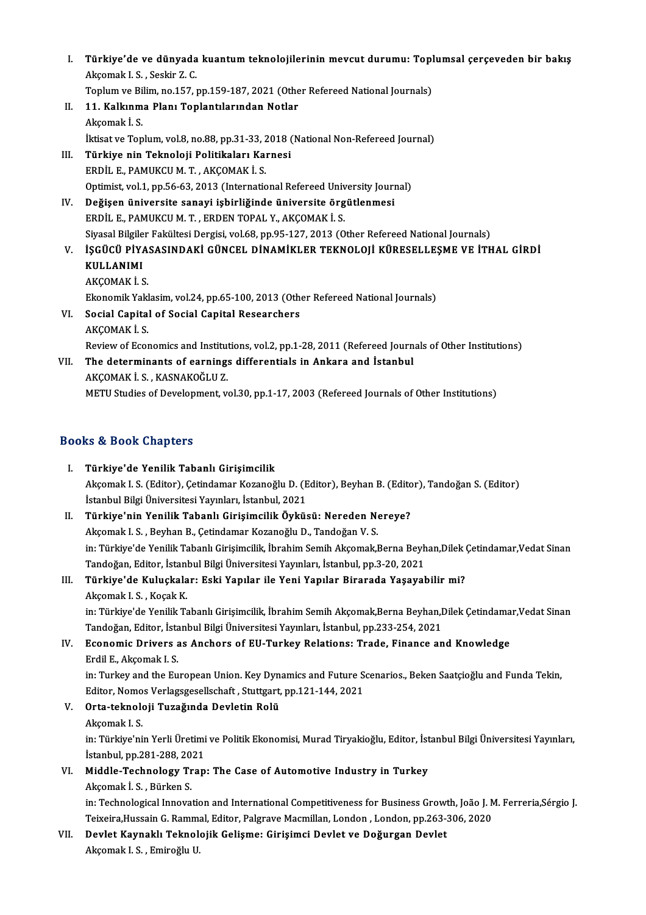I. **Türkiye'de ve dünyada kuantum teknolojilerinin mevcut durumu: Toplumsal çerçeveden bir bakış**
Akçomak I. S. , Seskir Z. C.
Toplum ve Bilim, no.157, pp.159-187, 2021 (Other Refereed National Journals)

II. **11. Kalkınma Planı Toplantılarından Notlar**
Akçomak İ. S.
İktisat ve Toplum, vol.8, no.88, pp.31-33, 2018 (National Non-Refereed Journal)

III. **Türkiye nin Teknoloji Politikaları Karnesi**
ERDİL E., PAMUKCU M. T. , AKÇOMAK İ. S.
Optimist, vol.1, pp.56-63, 2013 (International Refereed University Journal)

IV. **Değişen üniversite sanayi işbirliğinde üniversite örgütlenmesi**
ERDİL E., PAMUKCU M. T. , ERDEN TOPAL Y., AKÇOMAK İ. S.
Siyasal Bilgiler Fakültesi Dergisi, vol.68, pp.95-127, 2013 (Other Refereed National Journals)

V. **İŞGÜCÜ PİYASASINDAKİ GÜNCEL DİNAMİKLER TEKNOLOJİ KÜRESELLEŞME VE İTHAL GİRDİ KULLANIMI**
AKÇOMAK İ. S.
Ekonomik Yaklasim, vol.24, pp.65-100, 2013 (Other Refereed National Journals)

VI. **Social Capital of Social Capital Researchers**
AKÇOMAK İ. S.
Review of Economics and Institutions, vol.2, pp.1-28, 2011 (Refereed Journals of Other Institutions)

VII. **The determinants of earnings differentials in Ankara and İstanbul**
AKÇOMAK İ. S. , KASNAKOĞLU Z.
METU Studies of Development, vol.30, pp.1-17, 2003 (Refereed Journals of Other Institutions)

## Books & Book Chapters

I. **Türkiye'de Yenilik Tabanlı Girişimcilik**
Akçomak I. S. (Editor), Çetindamar Kozanoğlu D. (Editor), Beyhan B. (Editor), Tandoğan S. (Editor)
İstanbul Bilgi Üniversitesi Yayınları, İstanbul, 2021

II. **Türkiye'nin Yenilik Tabanlı Girişimcilik Öyküsü: Nereden Nereye?**
Akçomak I. S. , Beyhan B., Çetindamar Kozanoğlu D., Tandoğan V. S.
in: Türkiye'de Yenilik Tabanlı Girişimcilik, İbrahim Semih Akçomak,Berna Beyhan,Dilek Çetindamar,Vedat Sinan Tandoğan, Editor, İstanbul Bilgi Üniversitesi Yayınları, İstanbul, pp.3-20, 2021

III. **Türkiye'de Kuluçkalar: Eski Yapılar ile Yeni Yapılar Birarada Yaşayabilir mi?**
Akçomak I. S. , Koçak K.
in: Türkiye'de Yenilik Tabanlı Girişimcilik, İbrahim Semih Akçomak,Berna Beyhan,Dilek Çetindamar,Vedat Sinan Tandoğan, Editor, İstanbul Bilgi Üniversitesi Yayınları, İstanbul, pp.233-254, 2021

IV. **Economic Drivers as Anchors of EU-Turkey Relations: Trade, Finance and Knowledge**
Erdil E., Akçomak I. S.
in: Turkey and the European Union. Key Dynamics and Future Scenarios., Beken Saatçioğlu and Funda Tekin, Editor, Nomos Verlagsgesellschaft , Stuttgart, pp.121-144, 2021

V. **Orta-teknoloji Tuzağında Devletin Rolü**
Akçomak I. S.
in: Türkiye'nin Yerli Üretimi ve Politik Ekonomisi, Murad Tiryakioğlu, Editor, İstanbul Bilgi Üniversitesi Yayınları, İstanbul, pp.281-288, 2021

VI. **Middle-Technology Trap: The Case of Automotive Industry in Turkey**
Akçomak İ. S. , Bürken S.
in: Technological Innovation and International Competitiveness for Business Growth, João J. M. Ferreria,Sérgio J. Teixeira,Hussain G. Rammal, Editor, Palgrave Macmillan, London , London, pp.263-306, 2020

VII. **Devlet Kaynaklı Teknolojik Gelişme: Girişimci Devlet ve Doğurgan Devlet**
Akçomak I. S. , Emiroğlu U.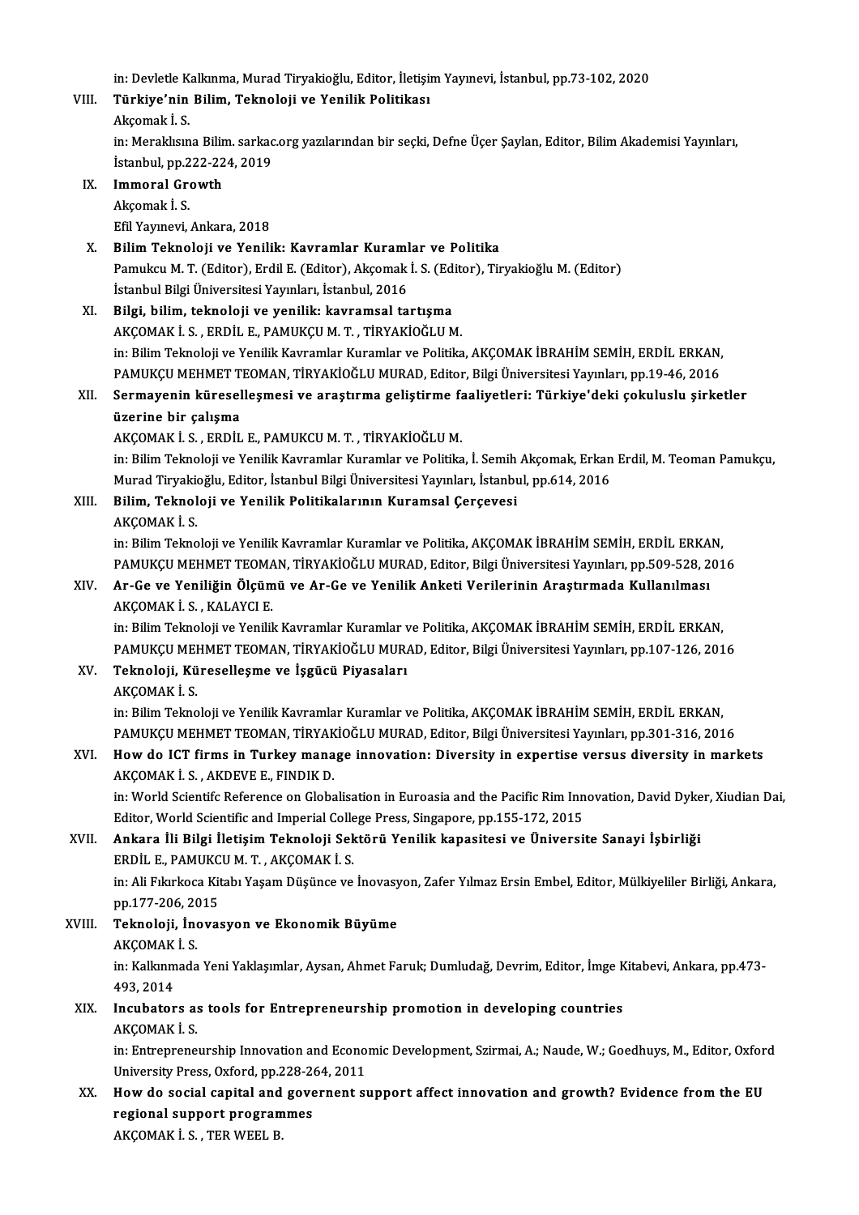in: Devletle Kalkınma, Murad Tiryakioğlu, Editor, İletişim Yayınevi, İstanbul, pp.73-102, 2020

VIII. **Türkiye'nin Bilim, Teknoloji ve Yenilik Politikası**
Akçomak İ. S.
in: Meraklısına Bilim. sarkac.org yazılarından bir seçki, Defne Üçer Şaylan, Editor, Bilim Akademisi Yayınları, İstanbul, pp.222-224, 2019

IX. **Immoral Growth**
Akçomak İ. S.
Efil Yayınevi, Ankara, 2018

X. **Bilim Teknoloji ve Yenilik: Kavramlar Kuramlar ve Politika**
Pamukcu M. T. (Editor), Erdil E. (Editor), Akçomak İ. S. (Editor), Tiryakioğlu M. (Editor)
İstanbul Bilgi Üniversitesi Yayınları, İstanbul, 2016

XI. **Bilgi, bilim, teknoloji ve yenilik: kavramsal tartışma**
AKÇOMAK İ. S. , ERDİL E., PAMUKÇU M. T. , TİRYAKİOĞLU M.
in: Bilim Teknoloji ve Yenilik Kavramlar Kuramlar ve Politika, AKÇOMAK İBRAHİM SEMİH, ERDİL ERKAN, PAMUKÇU MEHMET TEOMAN, TİRYAKİOĞLU MURAD, Editor, Bilgi Üniversitesi Yayınları, pp.19-46, 2016

XII. **Sermayenin küreselleşmesi ve araştırma geliştirme faaliyetleri: Türkiye'deki çokuluslu şirketler üzerine bir çalışma**
AKÇOMAK İ. S. , ERDİL E., PAMUKCU M. T. , TİRYAKİOĞLU M.
in: Bilim Teknoloji ve Yenilik Kavramlar Kuramlar ve Politika, İ. Semih Akçomak, Erkan Erdil, M. Teoman Pamukçu, Murad Tiryakioğlu, Editor, İstanbul Bilgi Üniversitesi Yayınları, İstanbul, pp.614, 2016

XIII. **Bilim, Teknoloji ve Yenilik Politikalarının Kuramsal Çerçevesi**
AKÇOMAK İ. S.
in: Bilim Teknoloji ve Yenilik Kavramlar Kuramlar ve Politika, AKÇOMAK İBRAHİM SEMİH, ERDİL ERKAN, PAMUKÇU MEHMET TEOMAN, TİRYAKİOĞLU MURAD, Editor, Bilgi Üniversitesi Yayınları, pp.509-528, 2016

XIV. **Ar-Ge ve Yeniliğin Ölçümü ve Ar-Ge ve Yenilik Anketi Verilerinin Araştırmada Kullanılması**
AKÇOMAK İ. S. , KALAYCI E.
in: Bilim Teknoloji ve Yenilik Kavramlar Kuramlar ve Politika, AKÇOMAK İBRAHİM SEMİH, ERDİL ERKAN, PAMUKÇU MEHMET TEOMAN, TİRYAKİOĞLU MURAD, Editor, Bilgi Üniversitesi Yayınları, pp.107-126, 2016

XV. **Teknoloji, Küreselleşme ve İşgücü Piyasaları**
AKÇOMAK İ. S.
in: Bilim Teknoloji ve Yenilik Kavramlar Kuramlar ve Politika, AKÇOMAK İBRAHİM SEMİH, ERDİL ERKAN, PAMUKÇU MEHMET TEOMAN, TİRYAKİOĞLU MURAD, Editor, Bilgi Üniversitesi Yayınları, pp.301-316, 2016

XVI. **How do ICT firms in Turkey manage innovation: Diversity in expertise versus diversity in markets**
AKÇOMAK İ. S. , AKDEVE E., FINDIK D.
in: World Scientifc Reference on Globalisation in Euroasia and the Pacific Rim Innovation, David Dyker, Xiudian Dai, Editor, World Scientific and Imperial College Press, Singapore, pp.155-172, 2015

XVII. **Ankara İli Bilgi İletişim Teknoloji Sektörü Yenilik kapasitesi ve Üniversite Sanayi İşbirliği**
ERDİL E., PAMUKCU M. T. , AKÇOMAK İ. S.
in: Ali Fıkırkoca Kitabı Yaşam Düşünce ve İnovasyon, Zafer Yılmaz Ersin Embel, Editor, Mülkiyeliler Birliği, Ankara, pp.177-206, 2015

XVIII. **Teknoloji, İnovasyon ve Ekonomik Büyüme**
AKÇOMAK İ. S.
in: Kalkınmada Yeni Yaklaşımlar, Aysan, Ahmet Faruk; Dumludağ, Devrim, Editor, İmge Kitabevi, Ankara, pp.473-493, 2014

XIX. **Incubators as tools for Entrepreneurship promotion in developing countries**
AKÇOMAK İ. S.
in: Entrepreneurship Innovation and Economic Development, Szirmai, A.; Naude, W.; Goedhuys, M., Editor, Oxford University Press, Oxford, pp.228-264, 2011

XX. **How do social capital and governent support affect innovation and growth? Evidence from the EU regional support programmes**
AKÇOMAK İ. S. , TER WEEL B.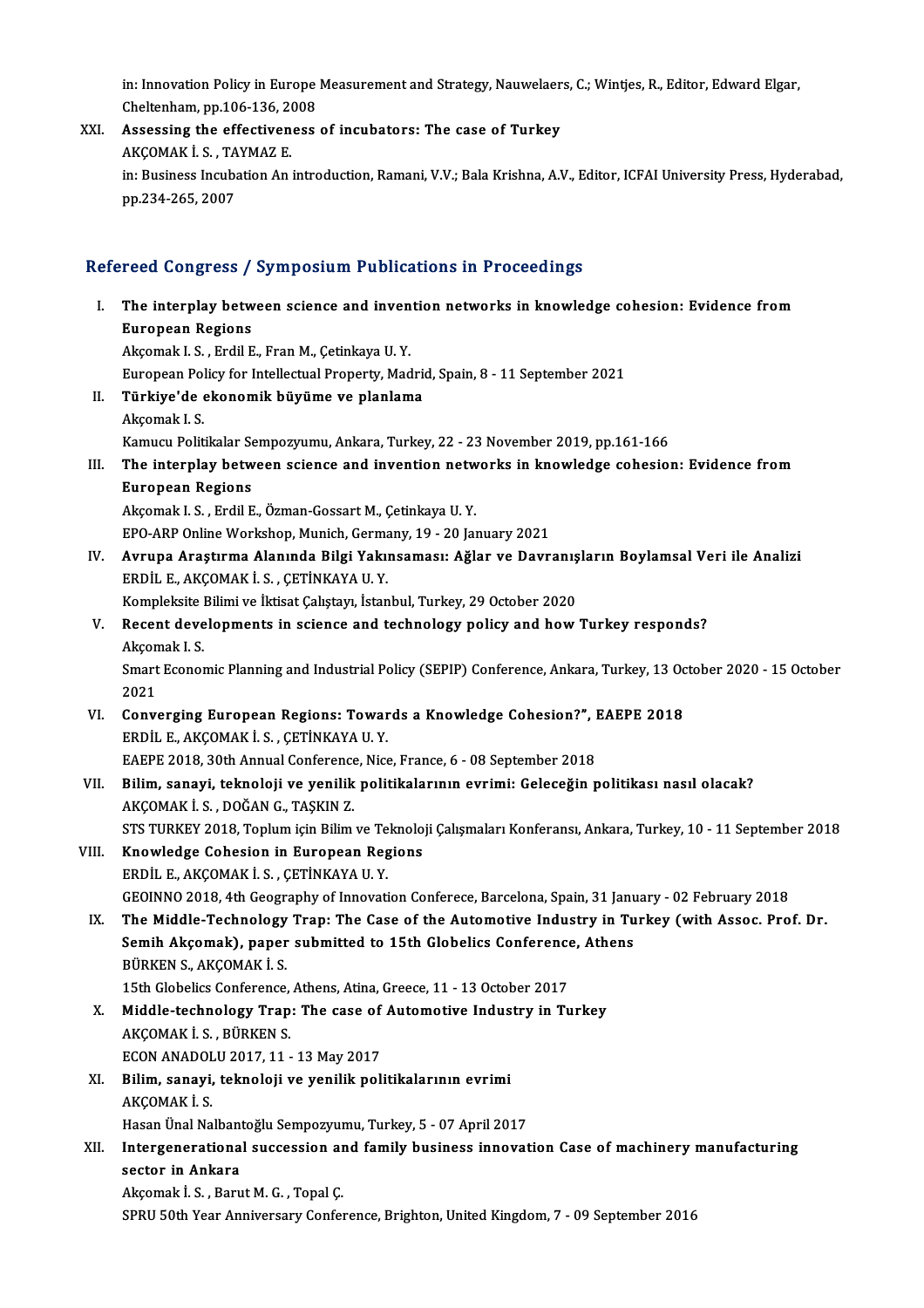in: Innovation Policy in Europe Measurement and Strategy, Nauwelaers, C.; Wintjes, R., Editor, Edward Elgar, Cheltenham, pp.106-136, 2008

XXI. **Assessing the effectiveness of incubators: The case of Turkey**
AKÇOMAK İ. S. , TAYMAZ E.
in: Business Incubation An introduction, Ramani, V.V.; Bala Krishna, A.V., Editor, ICFAI University Press, Hyderabad, pp.234-265, 2007

## Refereed Congress / Symposium Publications in Proceedings

I. **The interplay between science and invention networks in knowledge cohesion: Evidence from European Regions**
Akçomak I. S. , Erdil E., Fran M., Çetinkaya U. Y.
European Policy for Intellectual Property, Madrid, Spain, 8 - 11 September 2021

II. **Türkiye'de ekonomik büyüme ve planlama**
Akçomak I. S.
Kamucu Politikalar Sempozyumu, Ankara, Turkey, 22 - 23 November 2019, pp.161-166

III. **The interplay between science and invention networks in knowledge cohesion: Evidence from European Regions**
Akçomak I. S. , Erdil E., Özman-Gossart M., Çetinkaya U. Y.
EPO-ARP Online Workshop, Munich, Germany, 19 - 20 January 2021

IV. **Avrupa Araştırma Alanında Bilgi Yakınsaması: Ağlar ve Davranışların Boylamsal Veri ile Analizi**
ERDİL E., AKÇOMAK İ. S. , ÇETİNKAYA U. Y.
Kompleksite Bilimi ve İktisat Çalıştayı, İstanbul, Turkey, 29 October 2020

V. **Recent developments in science and technology policy and how Turkey responds?**
Akçomak I. S.
Smart Economic Planning and Industrial Policy (SEPIP) Conference, Ankara, Turkey, 13 October 2020 - 15 October 2021

VI. **Converging European Regions: Towards a Knowledge Cohesion?", EAEPE 2018**
ERDİL E., AKÇOMAK İ. S. , ÇETİNKAYA U. Y.
EAEPE 2018, 30th Annual Conference, Nice, France, 6 - 08 September 2018

VII. **Bilim, sanayi, teknoloji ve yenilik politikalarının evrimi: Geleceğin politikası nasıl olacak?**
AKÇOMAK İ. S. , DOĞAN G., TAŞKIN Z.
STS TURKEY 2018, Toplum için Bilim ve Teknoloji Çalışmaları Konferansı, Ankara, Turkey, 10 - 11 September 2018

VIII. **Knowledge Cohesion in European Regions**
ERDİL E., AKÇOMAK İ. S. , ÇETİNKAYA U. Y.
GEOINNO 2018, 4th Geography of Innovation Conferece, Barcelona, Spain, 31 January - 02 February 2018

IX. **The Middle-Technology Trap: The Case of the Automotive Industry in Turkey (with Assoc. Prof. Dr. Semih Akçomak), paper submitted to 15th Globelics Conference, Athens**
BÜRKEN S., AKÇOMAK İ. S.
15th Globelics Conference, Athens, Atina, Greece, 11 - 13 October 2017

X. **Middle-technology Trap: The case of Automotive Industry in Turkey**
AKÇOMAK İ. S. , BÜRKEN S.
ECON ANADOLU 2017, 11 - 13 May 2017

XI. **Bilim, sanayi, teknoloji ve yenilik politikalarının evrimi**
AKÇOMAK İ. S.
Hasan Ünal Nalbantoğlu Sempozyumu, Turkey, 5 - 07 April 2017

XII. **Intergenerational succession and family business innovation Case of machinery manufacturing sector in Ankara**
Akçomak İ. S. , Barut M. G. , Topal Ç.
SPRU 50th Year Anniversary Conference, Brighton, United Kingdom, 7 - 09 September 2016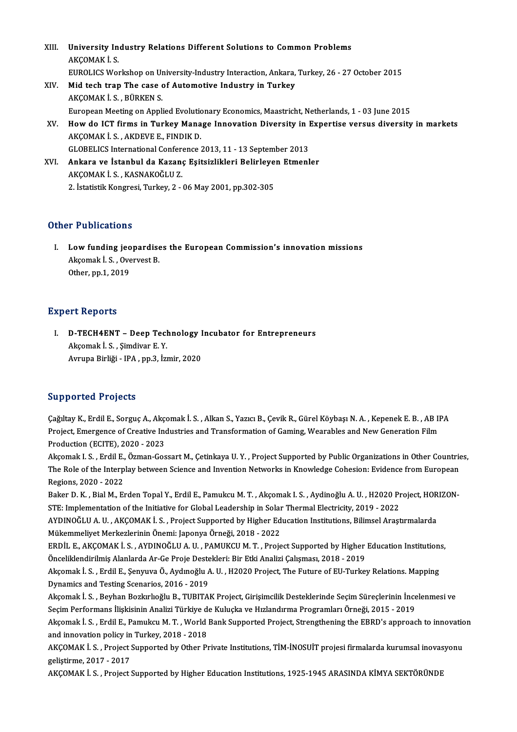XIII. **University Industry Relations Different Solutions to Common Problems**
AKÇOMAK İ. S.
EUROLICS Workshop on University-Industry Interaction, Ankara, Turkey, 26 - 27 October 2015

XIV. **Mid tech trap The case of Automotive Industry in Turkey**
AKÇOMAK İ. S. , BÜRKEN S.
European Meeting on Applied Evolutionary Economics, Maastricht, Netherlands, 1 - 03 June 2015

XV. **How do ICT firms in Turkey Manage Innovation Diversity in Expertise versus diversity in markets**
AKÇOMAK İ. S. , AKDEVE E., FINDIK D.
GLOBELICS International Conference 2013, 11 - 13 September 2013

XVI. **Ankara ve İstanbul da Kazanç Eşitsizlikleri Belirleyen Etmenler**
AKÇOMAK İ. S. , KASNAKOĞLU Z.
2. İstatistik Kongresi, Turkey, 2 - 06 May 2001, pp.302-305

## Other Publications

I. **Low funding jeopardises the European Commission's innovation missions**
Akçomak İ. S. , Overvest B.
Other, pp.1, 2019

## Expert Reports

I. **D-TECH4ENT – Deep Technology Incubator for Entrepreneurs**
Akçomak İ. S. , Şimdivar E. Y.
Avrupa Birliği - IPA , pp.3, İzmir, 2020

## Supported Projects

Çağıltay K., Erdil E., Sorguç A., Akçomak İ. S. , Alkan S., Yazıcı B., Çevik R., Gürel Köybaşı N. A. , Kepenek E. B. , AB IPA Project, Emergence of Creative Industries and Transformation of Gaming, Wearables and New Generation Film Production (ECITE), 2020 - 2023

Akçomak I. S. , Erdil E., Özman-Gossart M., Çetinkaya U. Y. , Project Supported by Public Organizations in Other Countries, The Role of the Interplay between Science and Invention Networks in Knowledge Cohesion: Evidence from European Regions, 2020 - 2022

Baker D. K. , Bial M., Erden Topal Y., Erdil E., Pamukcu M. T. , Akçomak I. S. , Aydinoğlu A. U. , H2020 Project, HORIZON-STE: Implementation of the Initiative for Global Leadership in Solar Thermal Electricity, 2019 - 2022

AYDINOĞLU A. U. , AKÇOMAK İ. S. , Project Supported by Higher Education Institutions, Bilimsel Araştırmalarda Mükemmeliyet Merkezlerinin Önemi: Japonya Örneği, 2018 - 2022

ERDİL E., AKÇOMAK İ. S. , AYDINOĞLU A. U. , PAMUKCU M. T. , Project Supported by Higher Education Institutions, Önceliklendirilmiş Alanlarda Ar-Ge Proje Destekleri: Bir Etki Analizi Çalışması, 2018 - 2019

Akçomak İ. S. , Erdil E., Şenyuva Ö., Aydınoğlu A. U. , H2020 Project, The Future of EU-Turkey Relations. Mapping Dynamics and Testing Scenarios, 2016 - 2019

Akçomak İ. S. , Beyhan Bozkırlıoğlu B., TUBITAK Project, Girişimcilik Desteklerinde Seçim Süreçlerinin İncelenmesi ve Seçim Performans İlişkisinin Analizi Türkiye de Kuluçka ve Hızlandırma Programları Örneği, 2015 - 2019

Akçomak İ. S. , Erdil E., Pamukcu M. T. , World Bank Supported Project, Strengthening the EBRD's approach to innovation and innovation policy in Turkey, 2018 - 2018

AKÇOMAK İ. S. , Project Supported by Other Private Institutions, TİM-İNOSUİT projesi firmalarda kurumsal inovasyonu geliştirme, 2017 - 2017

AKÇOMAK İ. S. , Project Supported by Higher Education Institutions, 1925-1945 ARASINDA KİMYA SEKTÖRÜNDE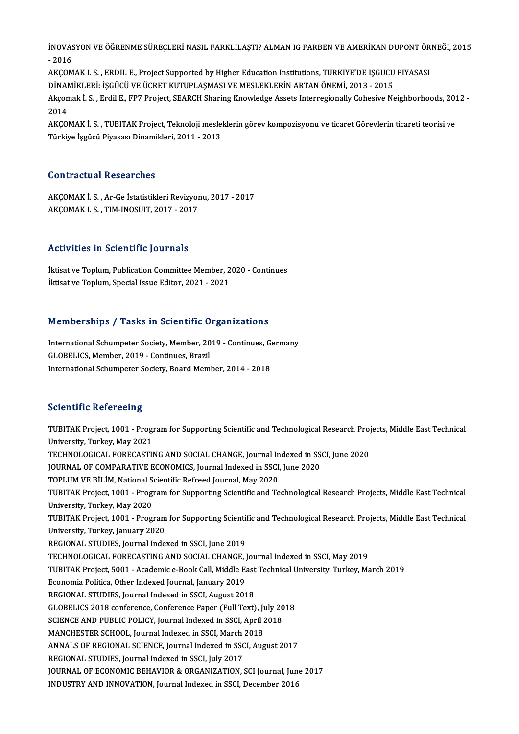İNOVASYON VE ÖĞRENME SÜREÇLERİ NASIL FARKLILAŞTI? ALMAN IG FARBEN VE AMERİKAN DUPONT ÖRNEĞİ, 2015 - 2016

AKÇOMAK İ. S. , ERDİL E., Project Supported by Higher Education Institutions, TÜRKİYE'DE İŞGÜCÜ PİYASASI DİNAMİKLERİ: İŞGÜCÜ VE ÜCRET KUTUPLAŞMASI VE MESLEKLERİN ARTAN ÖNEMİ, 2013 - 2015

Akçomak İ. S. , Erdil E., FP7 Project, SEARCH Sharing Knowledge Assets Interregionally Cohesive Neighborhoods, 2012 - 2014

AKÇOMAK İ. S. , TUBITAK Project, Teknoloji mesleklerin görev kompozisyonu ve ticaret Görevlerin ticareti teorisi ve Türkiye İşgücü Piyasası Dinamikleri, 2011 - 2013

## Contractual Researches

AKÇOMAK İ. S. , Ar-Ge İstatistikleri Revizyonu, 2017 - 2017
AKÇOMAK İ. S. , TİM-İNOSUİT, 2017 - 2017

## Activities in Scientific Journals

İktisat ve Toplum, Publication Committee Member, 2020 - Continues
İktisat ve Toplum, Special Issue Editor, 2021 - 2021

## Memberships / Tasks in Scientific Organizations

International Schumpeter Society, Member, 2019 - Continues, Germany
GLOBELICS, Member, 2019 - Continues, Brazil
International Schumpeter Society, Board Member, 2014 - 2018

## Scientific Refereeing

TUBITAK Project, 1001 - Program for Supporting Scientific and Technological Research Projects, Middle East Technical University, Turkey, May 2021
TECHNOLOGICAL FORECASTING AND SOCIAL CHANGE, Journal Indexed in SSCI, June 2020
JOURNAL OF COMPARATIVE ECONOMICS, Journal Indexed in SSCI, June 2020
TOPLUM VE BİLİM, National Scientific Refreed Journal, May 2020
TUBITAK Project, 1001 - Program for Supporting Scientific and Technological Research Projects, Middle East Technical University, Turkey, May 2020
TUBITAK Project, 1001 - Program for Supporting Scientific and Technological Research Projects, Middle East Technical University, Turkey, January 2020
REGIONAL STUDIES, Journal Indexed in SSCI, June 2019
TECHNOLOGICAL FORECASTING AND SOCIAL CHANGE, Journal Indexed in SSCI, May 2019
TUBITAK Project, 5001 - Academic e-Book Call, Middle East Technical University, Turkey, March 2019
Economia Politica, Other Indexed Journal, January 2019
REGIONAL STUDIES, Journal Indexed in SSCI, August 2018
GLOBELICS 2018 conference, Conference Paper (Full Text), July 2018
SCIENCE AND PUBLIC POLICY, Journal Indexed in SSCI, April 2018
MANCHESTER SCHOOL, Journal Indexed in SSCI, March 2018
ANNALS OF REGIONAL SCIENCE, Journal Indexed in SSCI, August 2017
REGIONAL STUDIES, Journal Indexed in SSCI, July 2017
JOURNAL OF ECONOMIC BEHAVIOR & ORGANIZATION, SCI Journal, June 2017
INDUSTRY AND INNOVATION, Journal Indexed in SSCI, December 2016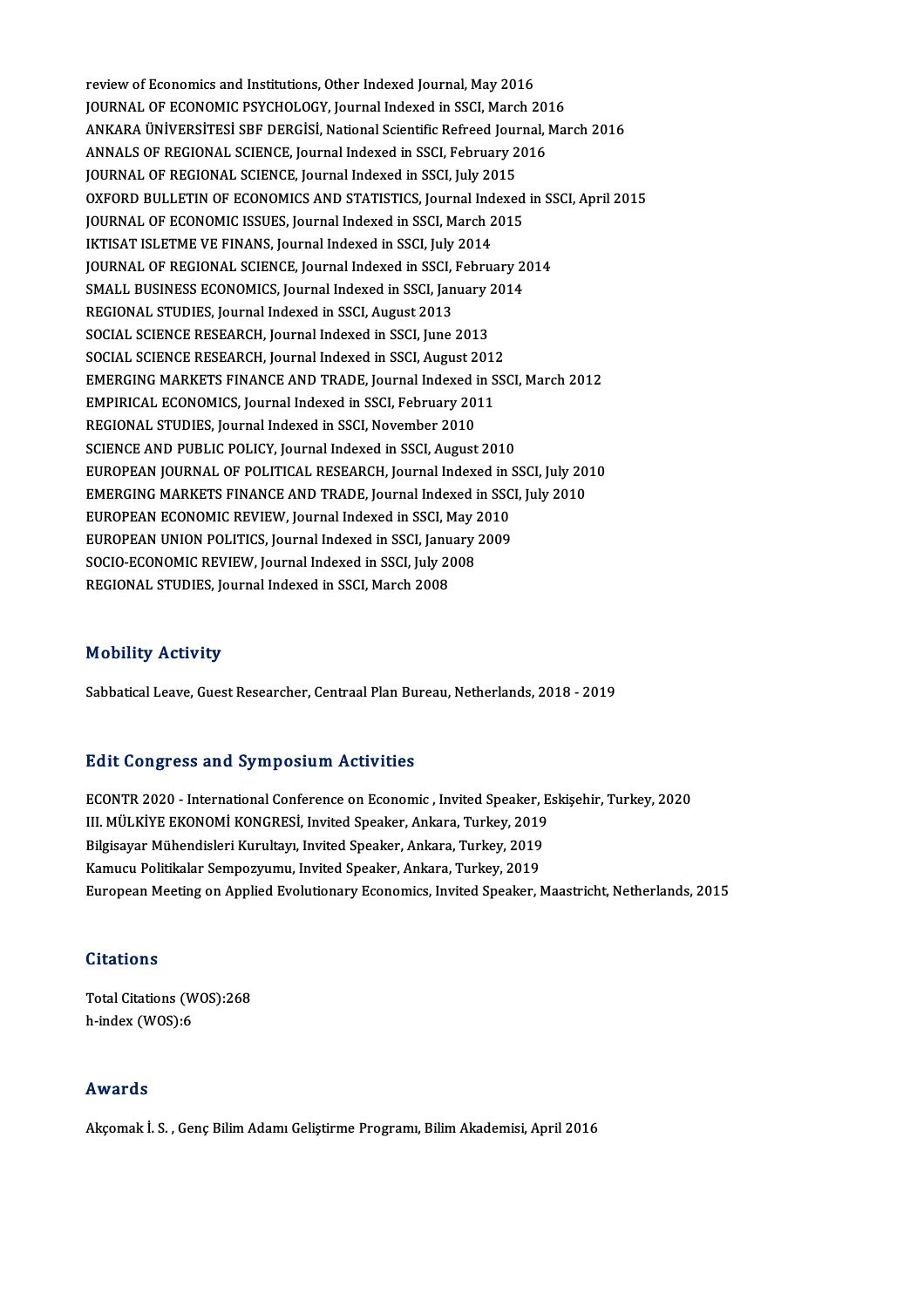review of Economics and Institutions, Other Indexed Journal, May 2016
JOURNAL OF ECONOMIC PSYCHOLOGY, Journal Indexed in SSCI, March 2016
ANKARA ÜNİVERSİTESİ SBF DERGİSİ, National Scientific Refreed Journal, March 2016
ANNALS OF REGIONAL SCIENCE, Journal Indexed in SSCI, February 2016
JOURNAL OF REGIONAL SCIENCE, Journal Indexed in SSCI, July 2015
OXFORD BULLETIN OF ECONOMICS AND STATISTICS, Journal Indexed in SSCI, April 2015
JOURNAL OF ECONOMIC ISSUES, Journal Indexed in SSCI, March 2015
IKTISAT ISLETME VE FINANS, Journal Indexed in SSCI, July 2014
JOURNAL OF REGIONAL SCIENCE, Journal Indexed in SSCI, February 2014
SMALL BUSINESS ECONOMICS, Journal Indexed in SSCI, January 2014
REGIONAL STUDIES, Journal Indexed in SSCI, August 2013
SOCIAL SCIENCE RESEARCH, Journal Indexed in SSCI, June 2013
SOCIAL SCIENCE RESEARCH, Journal Indexed in SSCI, August 2012
EMERGING MARKETS FINANCE AND TRADE, Journal Indexed in SSCI, March 2012
EMPIRICAL ECONOMICS, Journal Indexed in SSCI, February 2011
REGIONAL STUDIES, Journal Indexed in SSCI, November 2010
SCIENCE AND PUBLIC POLICY, Journal Indexed in SSCI, August 2010
EUROPEAN JOURNAL OF POLITICAL RESEARCH, Journal Indexed in SSCI, July 2010
EMERGING MARKETS FINANCE AND TRADE, Journal Indexed in SSCI, July 2010
EUROPEAN ECONOMIC REVIEW, Journal Indexed in SSCI, May 2010
EUROPEAN UNION POLITICS, Journal Indexed in SSCI, January 2009
SOCIO-ECONOMIC REVIEW, Journal Indexed in SSCI, July 2008
REGIONAL STUDIES, Journal Indexed in SSCI, March 2008

## Mobility Activity

Sabbatical Leave, Guest Researcher, Centraal Plan Bureau, Netherlands, 2018 - 2019

## Edit Congress and Symposium Activities

ECONTR 2020 - International Conference on Economic , Invited Speaker, Eskişehir, Turkey, 2020
III. MÜLKİYE EKONOMİ KONGRESİ, Invited Speaker, Ankara, Turkey, 2019
Bilgisayar Mühendisleri Kurultayı, Invited Speaker, Ankara, Turkey, 2019
Kamucu Politikalar Sempozyumu, Invited Speaker, Ankara, Turkey, 2019
European Meeting on Applied Evolutionary Economics, Invited Speaker, Maastricht, Netherlands, 2015

## Citations

Total Citations (WOS):268
h-index (WOS):6

## Awards

Akçomak İ. S. , Genç Bilim Adamı Geliştirme Programı, Bilim Akademisi, April 2016